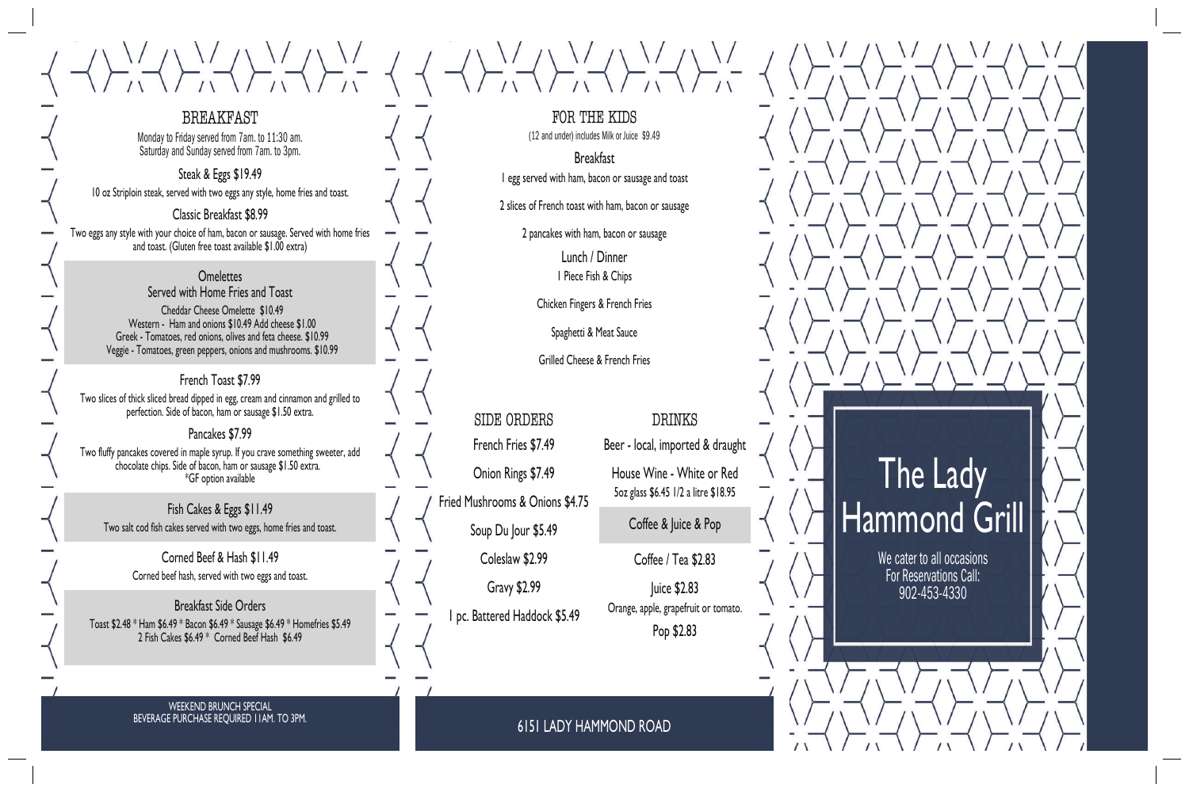## BREAKFAST

Monday to Friday served from 7am. to 11:30 am.
Saturday and Sunday served from 7am. to 3pm.

### Steak & Eggs $19.49

10 oz Striploin steak, served with two eggs any style, home fries and toast.

### Classic Breakfast $8.99

Two eggs any style with your choice of ham, bacon or sausage. Served with home fries and toast. (Gluten free toast available $1.00 extra)

### Omelettes

Served with Home Fries and Toast

Cheddar Cheese Omelette $10.49
Western - Ham and onions $10.49 Add cheese $1.00
Greek - Tomatoes, red onions, olives and feta cheese. $10.99
Veggie - Tomatoes, green peppers, onions and mushrooms. $10.99

### French Toast $7.99

Two slices of thick sliced bread dipped in egg, cream and cinnamon and grilled to perfection. Side of bacon, ham or sausage $1.50 extra.

### Pancakes $7.99

Two fluffy pancakes covered in maple syrup. If you crave something sweeter, add chocolate chips. Side of bacon, ham or sausage $1.50 extra.
*GF option available

### Fish Cakes & Eggs $11.49

Two salt cod fish cakes served with two eggs, home fries and toast.

### Corned Beef & Hash $11.49

Corned beef hash, served with two eggs and toast.

### Breakfast Side Orders

Toast $2.48 * Ham $6.49 * Bacon $6.49 * Sausage $6.49 * Homefries $5.49
2 Fish Cakes $6.49 * Corned Beef Hash $6.49

WEEKEND BRUNCH SPECIAL
BEVERAGE PURCHASE REQUIRED 11AM. TO 3PM.

## FOR THE KIDS

(12 and under) includes Milk or Juice $9.49

### Breakfast

1 egg served with ham, bacon or sausage and toast

2 slices of French toast with ham, bacon or sausage

2 pancakes with ham, bacon or sausage

### Lunch / Dinner

1 Piece Fish & Chips

Chicken Fingers & French Fries

Spaghetti & Meat Sauce

Grilled Cheese & French Fries

## SIDE ORDERS

French Fries $7.49

Onion Rings $7.49

Fried Mushrooms & Onions $4.75

Soup Du Jour $5.49

Coleslaw $2.99

Gravy $2.99

1 pc. Battered Haddock $5.49

## DRINKS

Beer - local, imported & draught

House Wine - White or Red
5oz glass $6.45 1/2 a litre $18.95

### Coffee & Juice & Pop

Coffee / Tea $2.83

Juice $2.83
Orange, apple, grapefruit or tomato.

Pop $2.83

6151 LADY HAMMOND ROAD

# The Lady Hammond Grill

We cater to all occasions
For Reservations Call:
902-453-4330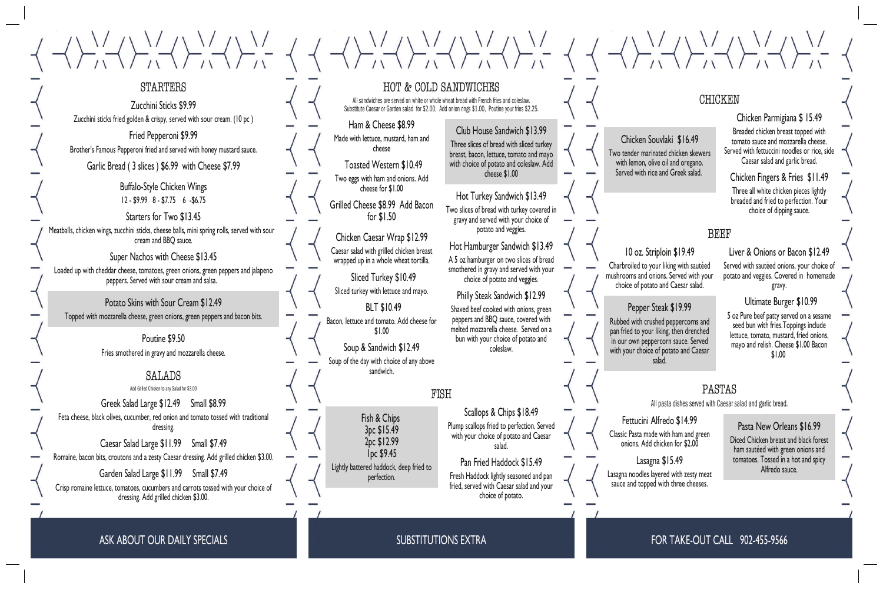## STARTERS

### Zucchini Sticks $9.99

Zucchini sticks fried golden & crispy, served with sour cream. (10 pc )

### Fried Pepperoni $9.99

Brother's Famous Pepperoni fried and served with honey mustard sauce.

### Garlic Bread ( 3 slices ) $6.99 with Cheese $7.99

### Buffalo-Style Chicken Wings

12 - $9.99 8 - $7.75 6 -$6.75

### Starters for Two $13.45

Meatballs, chicken wings, zucchini sticks, cheese balls, mini spring rolls, served with sour cream and BBQ sauce.

### Super Nachos with Cheese $13.45

Loaded up with cheddar cheese, tomatoes, green onions, green peppers and jalapeno peppers. Served with sour cream and salsa.

### Potato Skins with Sour Cream $12.49

Topped with mozzarella cheese, green onions, green peppers and bacon bits.

### Poutine $9.50

Fries smothered in gravy and mozzarella cheese.

## SALADS

Add Grilled Chicken to any Salad for $3.00

### Greek Salad Large $12.49 Small $8.99

Feta cheese, black olives, cucumber, red onion and tomato tossed with traditional dressing.

### Caesar Salad Large $11.99 Small $7.49

Romaine, bacon bits, croutons and a zesty Caesar dressing. Add grilled chicken $3.00.

### Garden Salad Large $11.99 Small $7.49

Crisp romaine lettuce, tomatoes, cucumbers and carrots tossed with your choice of dressing. Add grilled chicken $3.00.

ASK ABOUT OUR DAILY SPECIALS

## HOT & COLD SANDWICHES

All sandwiches are served on white or whole wheat bread with French fries and coleslaw. Substitute Caesar or Garden salad for $2.00, Add onion rings $1.00, Poutine your fries $2.25.

### Ham & Cheese $8.99

Made with lettuce, mustard, ham and cheese

### Toasted Western $10.49

Two eggs with ham and onions. Add cheese for $1.00

### Grilled Cheese $8.99 Add Bacon for $1.50

### Chicken Caesar Wrap $12.99

Caesar salad with grilled chicken breast wrapped up in a whole wheat tortilla.

### Sliced Turkey $10.49

Sliced turkey with lettuce and mayo.

### BLT $10.49

Bacon, lettuce and tomato. Add cheese for $1.00

### Soup & Sandwich $12.49

Soup of the day with choice of any above sandwich.

### Club House Sandwich $13.99

Three slices of bread with sliced turkey breast, bacon, lettuce, tomato and mayo with choice of potato and coleslaw. Add cheese $1.00

### Hot Turkey Sandwich $13.49

Two slices of bread with turkey covered in gravy and served with your choice of potato and veggies.

### Hot Hamburger Sandwich $13.49

A 5 oz hamburger on two slices of bread smothered in gravy and served with your choice of potato and veggies.

### Philly Steak Sandwich $12.99

Shaved beef cooked with onions, green peppers and BBQ sauce, covered with melted mozzarella cheese. Served on a bun with your choice of potato and coleslaw.

## FISH

### Fish & Chips

3pc $15.49
2pc $12.99
1pc $9.45

Lightly battered haddock, deep fried to perfection.

### Scallops & Chips $18.49

Plump scallops fried to perfection. Served with your choice of potato and Caesar salad.

### Pan Fried Haddock $15.49

Fresh Haddock lightly seasoned and pan fried, served with Caesar salad and your choice of potato.

SUBSTITUTIONS EXTRA

## CHICKEN

### Chicken Souvlaki $16.49

Two tender marinated chicken skewers with lemon, olive oil and oregano. Served with rice and Greek salad.

### Chicken Parmigiana $ 15.49

Breaded chicken breast topped with tomato sauce and mozzarella cheese. Served with fettuccini noodles or rice, side Caesar salad and garlic bread.

### Chicken Fingers & Fries $11.49

Three all white chicken pieces lightly breaded and fried to perfection. Your choice of dipping sauce.

## BEEF

### 10 oz. Striploin $19.49

Charbroiled to your liking with sautéed mushrooms and onions. Served with your choice of potato and Caesar salad.

### Pepper Steak $19.99

Rubbed with crushed peppercorns and pan fried to your liking, then drenched in our own peppercorn sauce. Served with your choice of potato and Caesar salad.

### Liver & Onions or Bacon $12.49

Served with sautéed onions, your choice of potato and veggies. Covered in homemade gravy.

### Ultimate Burger $10.99

5 oz Pure beef patty served on a sesame seed bun with fries.Toppings include lettuce, tomato, mustard, fried onions, mayo and relish. Cheese $1.00 Bacon $1.00

## PASTAS

All pasta dishes served with Caesar salad and garlic bread.

### Fettucini Alfredo $14.99

Classic Pasta made with ham and green onions. Add chicken for $2.00

### Lasagna $15.49

Lasagna noodles layered with zesty meat sauce and topped with three cheeses.

### Pasta New Orleans $16.99

Diced Chicken breast and black forest ham sautéed with green onions and tomatoes. Tossed in a hot and spicy Alfredo sauce.

FOR TAKE-OUT CALL 902-455-9566